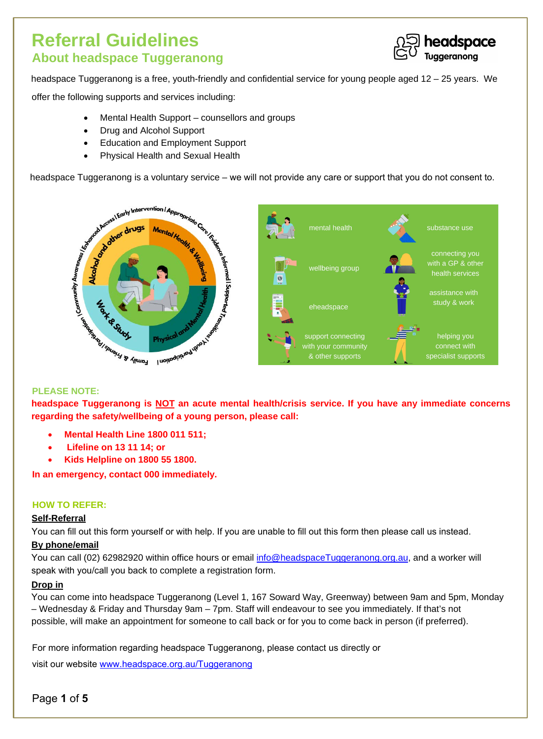# Referral Guidelines

## About headspace Tuggeranong

headspace Tuggeranong is a free, youth-friendly and confidential service for young people aged 12 – 25 years. We offer the following supports and services including:

- Mental Health Support – counsellors and groups
- Drug and Alcohol Support
- Education and Employment Support
- Physical Health and Sexual Health

headspace Tuggeranong is a voluntary service – we will not provide any care or support that you do not consent to.

**PLEASE NOTE:**

**headspace Tuggeranong is NOT an acute mental health/crisis service. If you have any immediate concerns regarding the safety/wellbeing of a young person, please call:**

- **Mental Health Line 1800 011 511;**
- **Lifeline on 13 11 14; or**
- **Kids Helpline on 1800 55 1800.**

**In an emergency, contact 000 immediately.**

**HOW TO REFER:**

**Self-Referral**

You can fill out this form yourself or with help. If you are unable to fill out this form then please call us instead.

**By phone/email**

You can call (02) 62982920 within office hours or email info@headspaceTuggeranong.org.au, and a worker will speak with you/call you back to complete a registration form.

**Drop in**

You can come into headspace Tuggeranong (Level 1, 167 Soward Way, Greenway) between 9am and 5pm, Monday – Wednesday & Friday and Thursday 9am – 7pm. Staff will endeavour to see you immediately. If that's not possible, will make an appointment for someone to call back or for you to come back in person (if preferred).

For more information regarding headspace Tuggeranong, please contact us directly or visit our website www.headspace.org.au/Tuggeranong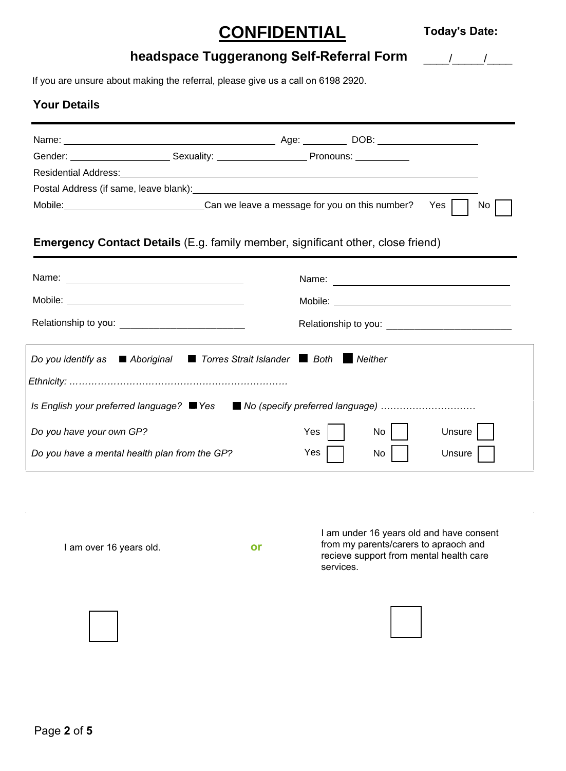# CONFIDENTIAL

**Today's Date:** ____/_____/____

## headspace Tuggeranong Self-Referral Form

If you are unsure about making the referral, please give us a call on 6198 2920.

### Your Details

Name: ______________________________ Age: ________ DOB: ________________

Gender: ________________ Sexuality: ______________ Pronouns: __________

Residential Address: ______________________________________________

Postal Address (if same, leave blank): ____________________________________

Mobile: ______________________ Can we leave a message for you on this number? Yes ☐ No ☐

### Emergency Contact Details (E.g. family member, significant other, close friend)

| | |
|---|---|
| Name: ______________________ | Name: ______________________ |
| Mobile: ______________________ | Mobile: ______________________ |
| Relationship to you: ________________ | Relationship to you: ________________ |

*Do you identify as* ■ *Aboriginal* ■ *Torres Strait Islander* ■ *Both* ■ *Neither*

*Ethnicity: ……………………………………………………………*

*Is English your preferred language?* ■ *Yes* ■ *No (specify preferred language)* …………………………

| | | | |
|---|---|---|---|
| *Do you have your own GP?* | Yes ☐ | No ☐ | Unsure ☐ |
| *Do you have a mental health plan from the GP?* | Yes ☐ | No ☐ | Unsure ☐ |

I am over 16 years old. ☐

**or**

I am under 16 years old and have consent from my parents/carers to apraoch and recieve support from mental health care services. ☐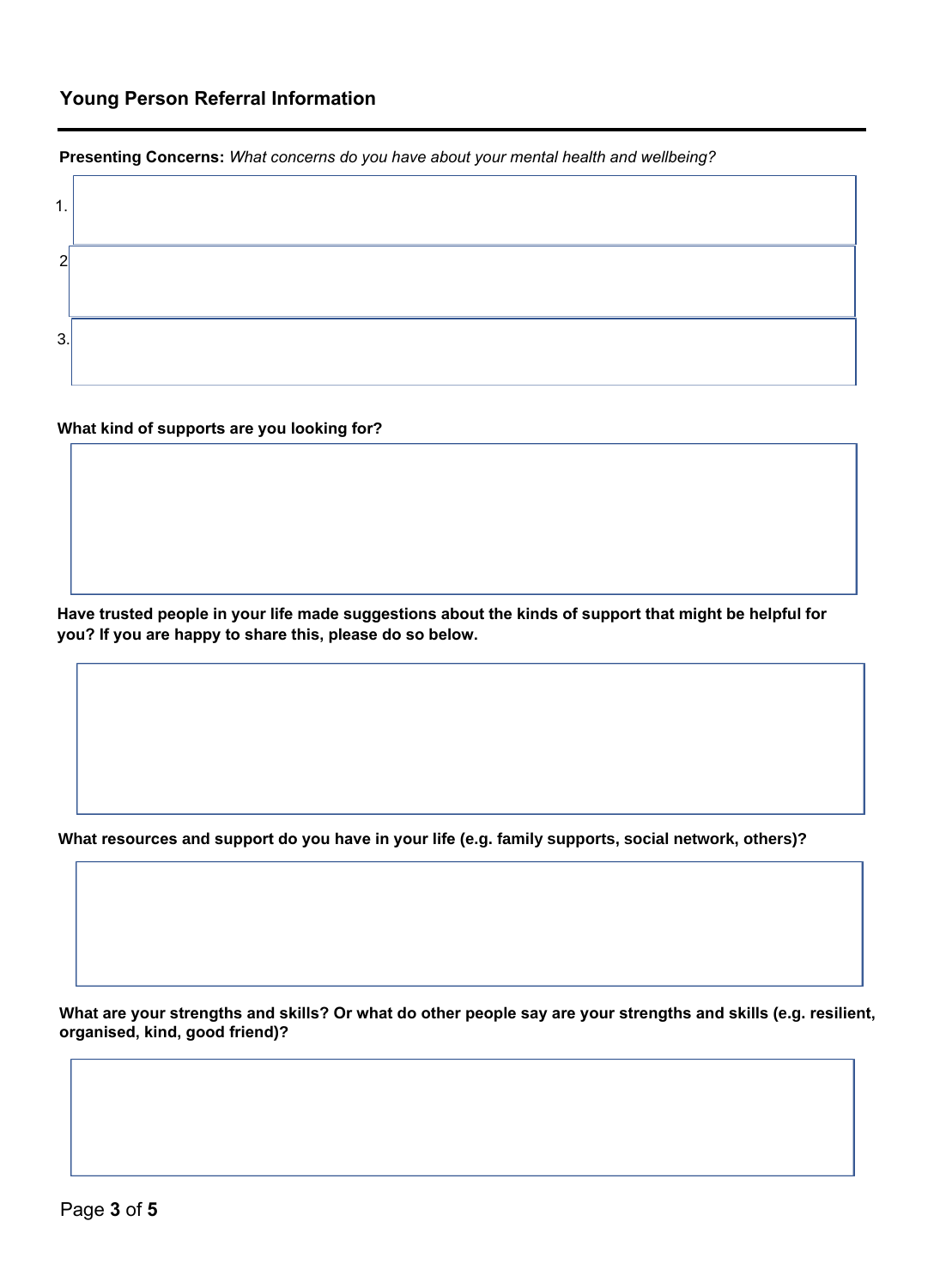## Young Person Referral Information

**Presenting Concerns:** *What concerns do you have about your mental health and wellbeing?*

1.

2.

3.

**What kind of supports are you looking for?**

**Have trusted people in your life made suggestions about the kinds of support that might be helpful for you? If you are happy to share this, please do so below.**

**What resources and support do you have in your life (e.g. family supports, social network, others)?**

**What are your strengths and skills? Or what do other people say are your strengths and skills (e.g. resilient, organised, kind, good friend)?**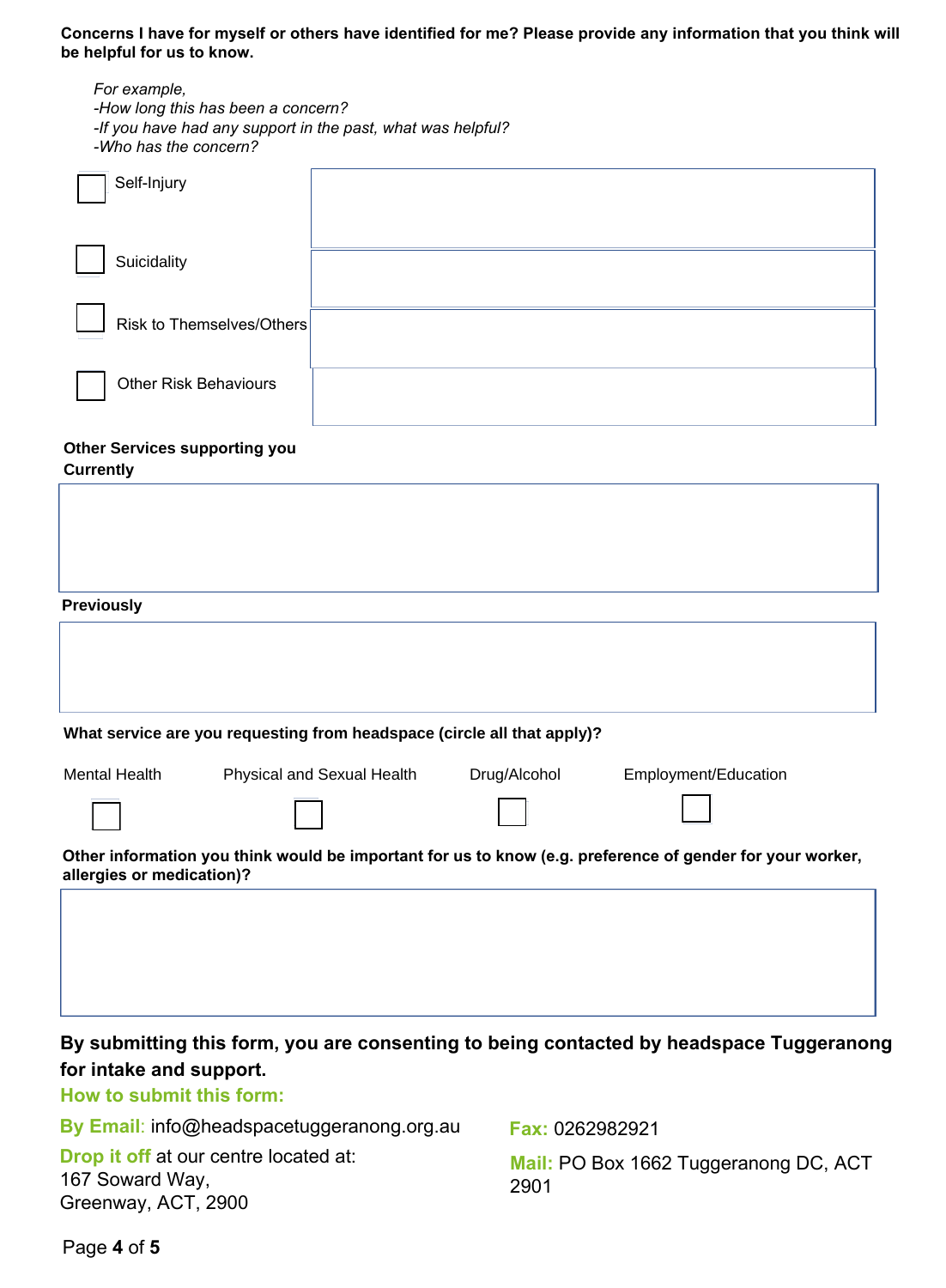**Concerns I have for myself or others have identified for me? Please provide any information that you think will be helpful for us to know.**

*For example,*
*-How long this has been a concern?*
*-If you have had any support in the past, what was helpful?*
*-Who has the concern?*

☐ Self-Injury

☐ Suicidality

☐ Risk to Themselves/Others

☐ Other Risk Behaviours

**Other Services supporting you**

**Currently**

**Previously**

**What service are you requesting from headspace (circle all that apply)?**

| Mental Health | Physical and Sexual Health | Drug/Alcohol | Employment/Education |
|---|---|---|---|
| ☐ | ☐ | ☐ | ☐ |

**Other information you think would be important for us to know (e.g. preference of gender for your worker, allergies or medication)?**

**By submitting this form, you are consenting to being contacted by headspace Tuggeranong for intake and support.**

**How to submit this form:**

**By Email**: info@headspacetuggeranong.org.au

**Drop it off** at our centre located at:
167 Soward Way,
Greenway, ACT, 2900

**Fax:** 0262982921

**Mail:** PO Box 1662 Tuggeranong DC, ACT 2901